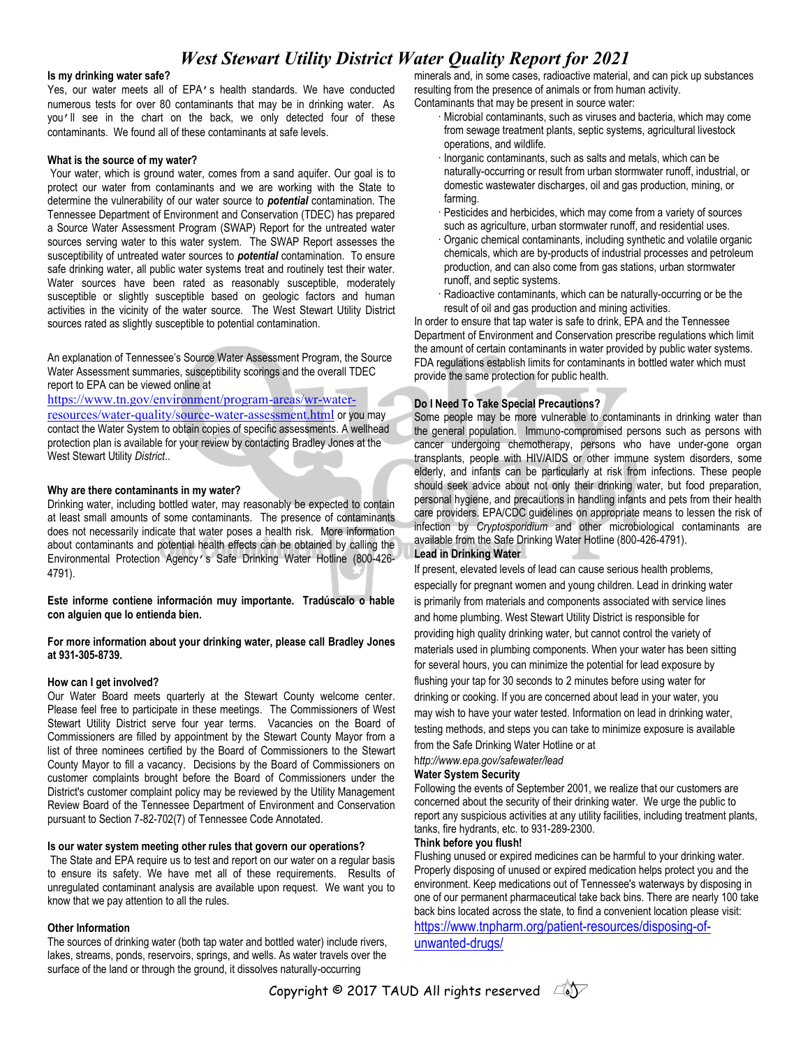# West Stewart Utility District Water Quality Report for 2021

**Is my drinking water safe?**

Yes, our water meets all of EPA's health standards. We have conducted numerous tests for over 80 contaminants that may be in drinking water. As you'll see in the chart on the back, we only detected four of these contaminants. We found all of these contaminants at safe levels.

**What is the source of my water?**

Your water, which is ground water, comes from a sand aquifer. Our goal is to protect our water from contaminants and we are working with the State to determine the vulnerability of our water source to ***potential*** contamination. The Tennessee Department of Environment and Conservation (TDEC) has prepared a Source Water Assessment Program (SWAP) Report for the untreated water sources serving water to this water system. The SWAP Report assesses the susceptibility of untreated water sources to ***potential*** contamination. To ensure safe drinking water, all public water systems treat and routinely test their water. Water sources have been rated as reasonably susceptible, moderately susceptible or slightly susceptible based on geologic factors and human activities in the vicinity of the water source. The West Stewart Utility District sources rated as slightly susceptible to potential contamination.

An explanation of Tennessee's Source Water Assessment Program, the Source Water Assessment summaries, susceptibility scorings and the overall TDEC report to EPA can be viewed online at https://www.tn.gov/environment/program-areas/wr-water-resources/water-quality/source-water-assessment.html or you may contact the Water System to obtain copies of specific assessments. A wellhead protection plan is available for your review by contacting Bradley Jones at the West Stewart Utility *District.*.

**Why are there contaminants in my water?**

Drinking water, including bottled water, may reasonably be expected to contain at least small amounts of some contaminants. The presence of contaminants does not necessarily indicate that water poses a health risk. More information about contaminants and potential health effects can be obtained by calling the Environmental Protection Agency's Safe Drinking Water Hotline (800-426-4791).

**Este informe contiene información muy importante. Tradúscalo o hable con alguien que lo entienda bien.**

**For more information about your drinking water, please call Bradley Jones at 931-305-8739.**

**How can I get involved?**

Our Water Board meets quarterly at the Stewart County welcome center. Please feel free to participate in these meetings. The Commissioners of West Stewart Utility District serve four year terms. Vacancies on the Board of Commissioners are filled by appointment by the Stewart County Mayor from a list of three nominees certified by the Board of Commissioners to the Stewart County Mayor to fill a vacancy. Decisions by the Board of Commissioners on customer complaints brought before the Board of Commissioners under the District's customer complaint policy may be reviewed by the Utility Management Review Board of the Tennessee Department of Environment and Conservation pursuant to Section 7-82-702(7) of Tennessee Code Annotated.

**Is our water system meeting other rules that govern our operations?**

The State and EPA require us to test and report on our water on a regular basis to ensure its safety. We have met all of these requirements. Results of unregulated contaminant analysis are available upon request. We want you to know that we pay attention to all the rules.

**Other Information**

The sources of drinking water (both tap water and bottled water) include rivers, lakes, streams, ponds, reservoirs, springs, and wells. As water travels over the surface of the land or through the ground, it dissolves naturally-occurring minerals and, in some cases, radioactive material, and can pick up substances resulting from the presence of animals or from human activity.

Contaminants that may be present in source water:

- Microbial contaminants, such as viruses and bacteria, which may come from sewage treatment plants, septic systems, agricultural livestock operations, and wildlife.
- Inorganic contaminants, such as salts and metals, which can be naturally-occurring or result from urban stormwater runoff, industrial, or domestic wastewater discharges, oil and gas production, mining, or farming.
- Pesticides and herbicides, which may come from a variety of sources such as agriculture, urban stormwater runoff, and residential uses.
- Organic chemical contaminants, including synthetic and volatile organic chemicals, which are by-products of industrial processes and petroleum production, and can also come from gas stations, urban stormwater runoff, and septic systems.
- Radioactive contaminants, which can be naturally-occurring or be the result of oil and gas production and mining activities.

In order to ensure that tap water is safe to drink, EPA and the Tennessee Department of Environment and Conservation prescribe regulations which limit the amount of certain contaminants in water provided by public water systems. FDA regulations establish limits for contaminants in bottled water which must provide the same protection for public health.

**Do I Need To Take Special Precautions?**

Some people may be more vulnerable to contaminants in drinking water than the general population. Immuno-compromised persons such as persons with cancer undergoing chemotherapy, persons who have under-gone organ transplants, people with HIV/AIDS or other immune system disorders, some elderly, and infants can be particularly at risk from infections. These people should seek advice about not only their drinking water, but food preparation, personal hygiene, and precautions in handling infants and pets from their health care providers. EPA/CDC guidelines on appropriate means to lessen the risk of infection by *Cryptosporidium* and other microbiological contaminants are available from the Safe Drinking Water Hotline (800-426-4791).

**Lead in Drinking Water**

If present, elevated levels of lead can cause serious health problems, especially for pregnant women and young children. Lead in drinking water is primarily from materials and components associated with service lines and home plumbing. West Stewart Utility District is responsible for providing high quality drinking water, but cannot control the variety of materials used in plumbing components. When your water has been sitting for several hours, you can minimize the potential for lead exposure by flushing your tap for 30 seconds to 2 minutes before using water for drinking or cooking. If you are concerned about lead in your water, you may wish to have your water tested. Information on lead in drinking water, testing methods, and steps you can take to minimize exposure is available from the Safe Drinking Water Hotline or at h*ttp://www.epa.gov/safewater/lead*

**Water System Security**

Following the events of September 2001, we realize that our customers are concerned about the security of their drinking water. We urge the public to report any suspicious activities at any utility facilities, including treatment plants, tanks, fire hydrants, etc. to 931-289-2300.

**Think before you flush!**

Flushing unused or expired medicines can be harmful to your drinking water. Properly disposing of unused or expired medication helps protect you and the environment. Keep medications out of Tennessee's waterways by disposing in one of our permanent pharmaceutical take back bins. There are nearly 100 take back bins located across the state, to find a convenient location please visit: https://www.tnpharm.org/patient-resources/disposing-of-unwanted-drugs/

Copyright © 2017 TAUD All rights reserved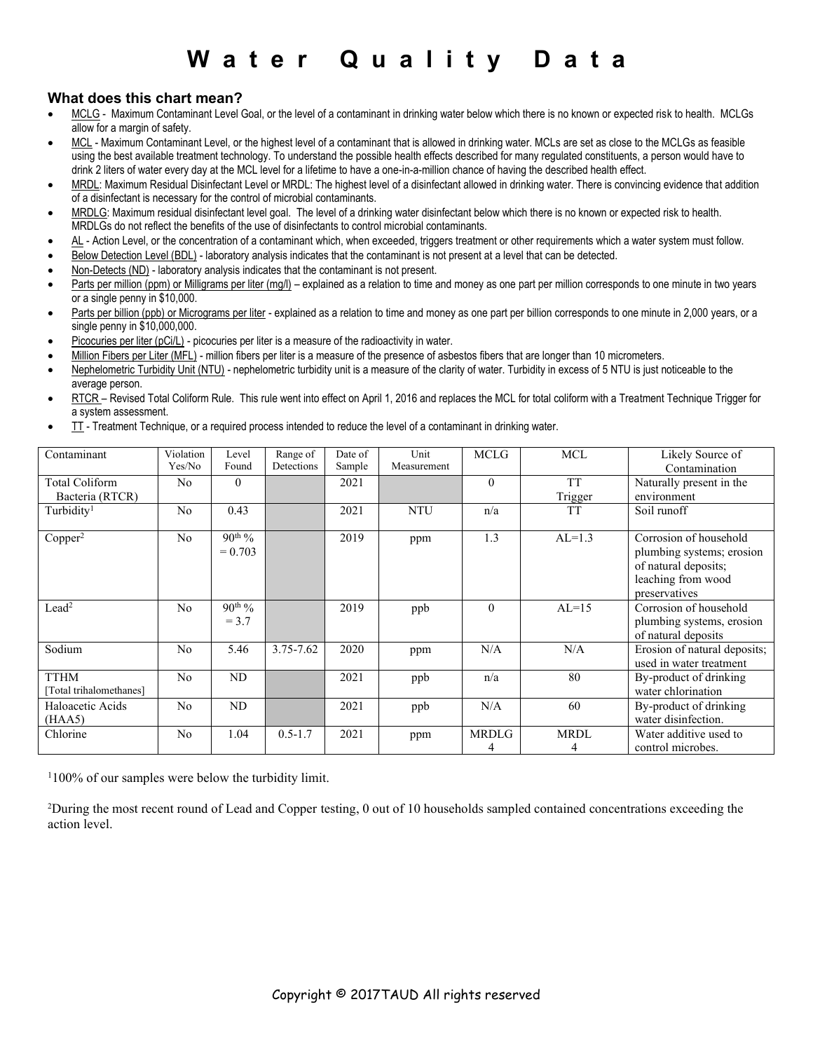# Water Quality Data

### What does this chart mean?

- MCLG - Maximum Contaminant Level Goal, or the level of a contaminant in drinking water below which there is no known or expected risk to health. MCLGs allow for a margin of safety.
- MCL - Maximum Contaminant Level, or the highest level of a contaminant that is allowed in drinking water. MCLs are set as close to the MCLGs as feasible using the best available treatment technology. To understand the possible health effects described for many regulated constituents, a person would have to drink 2 liters of water every day at the MCL level for a lifetime to have a one-in-a-million chance of having the described health effect.
- MRDL: Maximum Residual Disinfectant Level or MRDL: The highest level of a disinfectant allowed in drinking water. There is convincing evidence that addition of a disinfectant is necessary for the control of microbial contaminants.
- MRDLG: Maximum residual disinfectant level goal. The level of a drinking water disinfectant below which there is no known or expected risk to health. MRDLGs do not reflect the benefits of the use of disinfectants to control microbial contaminants.
- AL - Action Level, or the concentration of a contaminant which, when exceeded, triggers treatment or other requirements which a water system must follow.
- Below Detection Level (BDL) - laboratory analysis indicates that the contaminant is not present at a level that can be detected.
- Non-Detects (ND) - laboratory analysis indicates that the contaminant is not present.
- Parts per million (ppm) or Milligrams per liter (mg/l) – explained as a relation to time and money as one part per million corresponds to one minute in two years or a single penny in $10,000.
- Parts per billion (ppb) or Micrograms per liter - explained as a relation to time and money as one part per billion corresponds to one minute in 2,000 years, or a single penny in $10,000,000.
- Picocuries per liter (pCi/L) - picocuries per liter is a measure of the radioactivity in water.
- Million Fibers per Liter (MFL) - million fibers per liter is a measure of the presence of asbestos fibers that are longer than 10 micrometers.
- Nephelometric Turbidity Unit (NTU) - nephelometric turbidity unit is a measure of the clarity of water. Turbidity in excess of 5 NTU is just noticeable to the average person.
- RTCR – Revised Total Coliform Rule. This rule went into effect on April 1, 2016 and replaces the MCL for total coliform with a Treatment Technique Trigger for a system assessment.
- TT - Treatment Technique, or a required process intended to reduce the level of a contaminant in drinking water.

| Contaminant | Violation Yes/No | Level Found | Range of Detections | Date of Sample | Unit Measurement | MCLG | MCL | Likely Source of Contamination |
|---|---|---|---|---|---|---|---|---|
| Total Coliform Bacteria (RTCR) | No | 0 | | 2021 | | 0 | TT Trigger | Naturally present in the environment |
| Turbidity[1] | No | 0.43 | | 2021 | NTU | n/a | TT | Soil runoff |
| Copper[2] | No | 90th % = 0.703 | | 2019 | ppm | 1.3 | AL=1.3 | Corrosion of household plumbing systems; erosion of natural deposits; leaching from wood preservatives |
| Lead[2] | No | 90th % = 3.7 | | 2019 | ppb | 0 | AL=15 | Corrosion of household plumbing systems, erosion of natural deposits |
| Sodium | No | 5.46 | 3.75-7.62 | 2020 | ppm | N/A | N/A | Erosion of natural deposits; used in water treatment |
| TTHM [Total trihalomethanes] | No | ND | | 2021 | ppb | n/a | 80 | By-product of drinking water chlorination |
| Haloacetic Acids (HAA5) | No | ND | | 2021 | ppb | N/A | 60 | By-product of drinking water disinfection. |
| Chlorine | No | 1.04 | 0.5-1.7 | 2021 | ppm | MRDLG 4 | MRDL 4 | Water additive used to control microbes. |

[1]100% of our samples were below the turbidity limit.

[2]During the most recent round of Lead and Copper testing, 0 out of 10 households sampled contained concentrations exceeding the action level.

Copyright © 2017TAUD All rights reserved